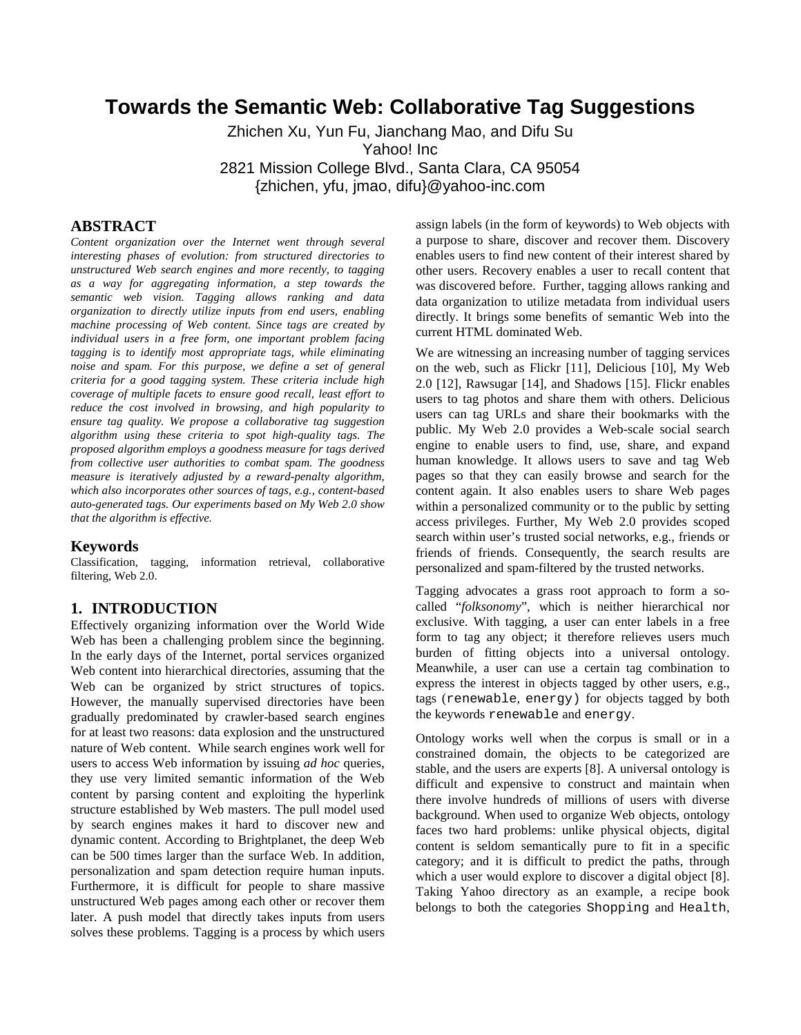# Towards the Semantic Web: Collaborative Tag Suggestions

Zhichen Xu, Yun Fu, Jianchang Mao, and Difu Su
Yahoo! Inc
2821 Mission College Blvd., Santa Clara, CA 95054
{zhichen, yfu, jmao, difu}@yahoo-inc.com

## ABSTRACT

*Content organization over the Internet went through several interesting phases of evolution: from structured directories to unstructured Web search engines and more recently, to tagging as a way for aggregating information, a step towards the semantic web vision. Tagging allows ranking and data organization to directly utilize inputs from end users, enabling machine processing of Web content. Since tags are created by individual users in a free form, one important problem facing tagging is to identify most appropriate tags, while eliminating noise and spam. For this purpose, we define a set of general criteria for a good tagging system. These criteria include high coverage of multiple facets to ensure good recall, least effort to reduce the cost involved in browsing, and high popularity to ensure tag quality. We propose a collaborative tag suggestion algorithm using these criteria to spot high-quality tags. The proposed algorithm employs a goodness measure for tags derived from collective user authorities to combat spam. The goodness measure is iteratively adjusted by a reward-penalty algorithm, which also incorporates other sources of tags, e.g., content-based auto-generated tags. Our experiments based on My Web 2.0 show that the algorithm is effective.*

### Keywords

Classification, tagging, information retrieval, collaborative filtering, Web 2.0.

## 1. INTRODUCTION

Effectively organizing information over the World Wide Web has been a challenging problem since the beginning. In the early days of the Internet, portal services organized Web content into hierarchical directories, assuming that the Web can be organized by strict structures of topics. However, the manually supervised directories have been gradually predominated by crawler-based search engines for at least two reasons: data explosion and the unstructured nature of Web content. While search engines work well for users to access Web information by issuing *ad hoc* queries, they use very limited semantic information of the Web content by parsing content and exploiting the hyperlink structure established by Web masters. The pull model used by search engines makes it hard to discover new and dynamic content. According to Brightplanet, the deep Web can be 500 times larger than the surface Web. In addition, personalization and spam detection require human inputs. Furthermore, it is difficult for people to share massive unstructured Web pages among each other or recover them later. A push model that directly takes inputs from users solves these problems. Tagging is a process by which users assign labels (in the form of keywords) to Web objects with a purpose to share, discover and recover them. Discovery enables users to find new content of their interest shared by other users. Recovery enables a user to recall content that was discovered before. Further, tagging allows ranking and data organization to utilize metadata from individual users directly. It brings some benefits of semantic Web into the current HTML dominated Web.

We are witnessing an increasing number of tagging services on the web, such as Flickr [11], Delicious [10], My Web 2.0 [12], Rawsugar [14], and Shadows [15]. Flickr enables users to tag photos and share them with others. Delicious users can tag URLs and share their bookmarks with the public. My Web 2.0 provides a Web-scale social search engine to enable users to find, use, share, and expand human knowledge. It allows users to save and tag Web pages so that they can easily browse and search for the content again. It also enables users to share Web pages within a personalized community or to the public by setting access privileges. Further, My Web 2.0 provides scoped search within user's trusted social networks, e.g., friends or friends of friends. Consequently, the search results are personalized and spam-filtered by the trusted networks.

Tagging advocates a grass root approach to form a so-called "*folksonomy*", which is neither hierarchical nor exclusive. With tagging, a user can enter labels in a free form to tag any object; it therefore relieves users much burden of fitting objects into a universal ontology. Meanwhile, a user can use a certain tag combination to express the interest in objects tagged by other users, e.g., tags (`renewable`, `energy`) for objects tagged by both the keywords `renewable` and `energy`.

Ontology works well when the corpus is small or in a constrained domain, the objects to be categorized are stable, and the users are experts [8]. A universal ontology is difficult and expensive to construct and maintain when there involve hundreds of millions of users with diverse background. When used to organize Web objects, ontology faces two hard problems: unlike physical objects, digital content is seldom semantically pure to fit in a specific category; and it is difficult to predict the paths, through which a user would explore to discover a digital object [8]. Taking Yahoo directory as an example, a recipe book belongs to both the categories `Shopping` and `Health`,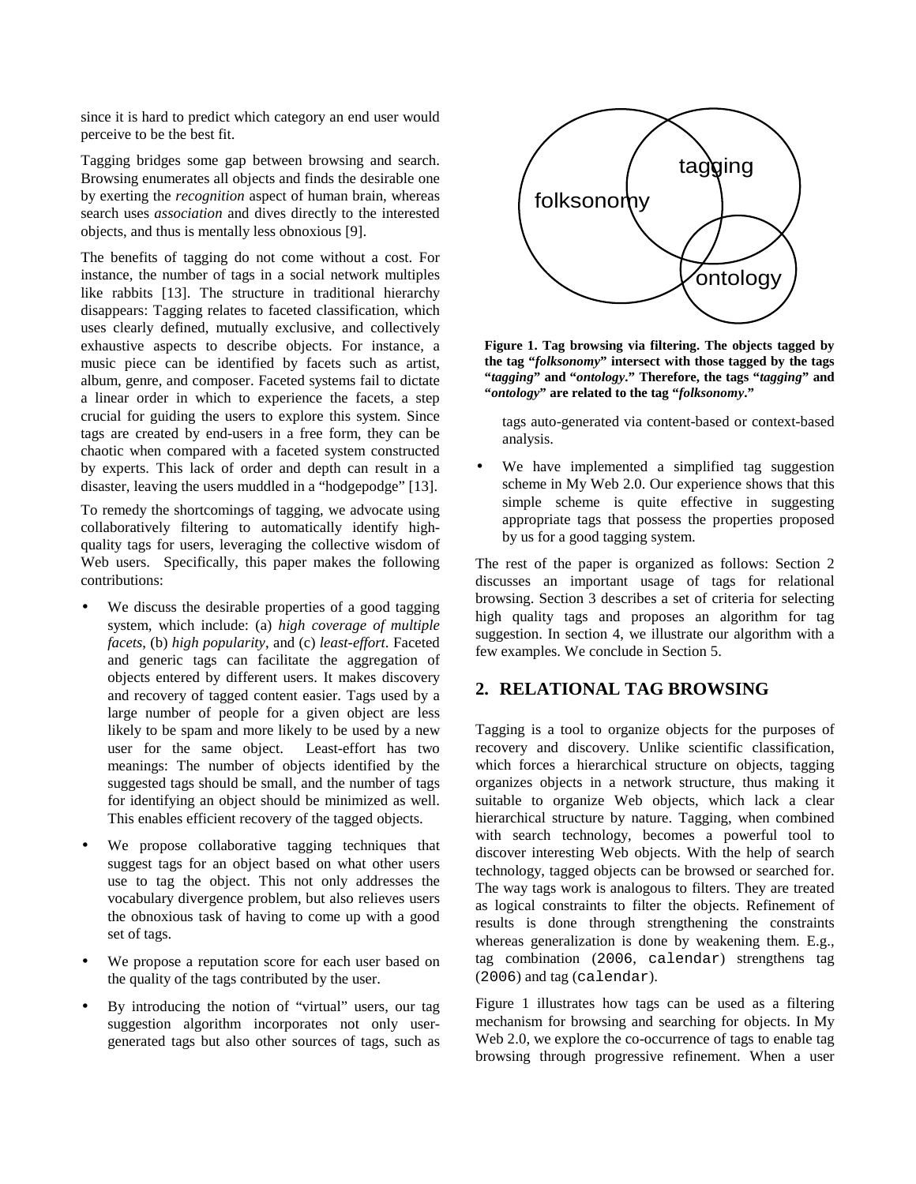since it is hard to predict which category an end user would perceive to be the best fit.

Tagging bridges some gap between browsing and search. Browsing enumerates all objects and finds the desirable one by exerting the *recognition* aspect of human brain, whereas search uses *association* and dives directly to the interested objects, and thus is mentally less obnoxious [9].

The benefits of tagging do not come without a cost. For instance, the number of tags in a social network multiples like rabbits [13]. The structure in traditional hierarchy disappears: Tagging relates to faceted classification, which uses clearly defined, mutually exclusive, and collectively exhaustive aspects to describe objects. For instance, a music piece can be identified by facets such as artist, album, genre, and composer. Faceted systems fail to dictate a linear order in which to experience the facets, a step crucial for guiding the users to explore this system. Since tags are created by end-users in a free form, they can be chaotic when compared with a faceted system constructed by experts. This lack of order and depth can result in a disaster, leaving the users muddled in a "hodgepodge" [13].

To remedy the shortcomings of tagging, we advocate using collaboratively filtering to automatically identify high-quality tags for users, leveraging the collective wisdom of Web users. Specifically, this paper makes the following contributions:

- We discuss the desirable properties of a good tagging system, which include: (a) *high coverage of multiple facets*, (b) *high popularity*, and (c) *least-effort*. Faceted and generic tags can facilitate the aggregation of objects entered by different users. It makes discovery and recovery of tagged content easier. Tags used by a large number of people for a given object are less likely to be spam and more likely to be used by a new user for the same object. Least-effort has two meanings: The number of objects identified by the suggested tags should be small, and the number of tags for identifying an object should be minimized as well. This enables efficient recovery of the tagged objects.
- We propose collaborative tagging techniques that suggest tags for an object based on what other users use to tag the object. This not only addresses the vocabulary divergence problem, but also relieves users the obnoxious task of having to come up with a good set of tags.
- We propose a reputation score for each user based on the quality of the tags contributed by the user.
- By introducing the notion of "virtual" users, our tag suggestion algorithm incorporates not only user-generated tags but also other sources of tags, such as tags auto-generated via content-based or context-based analysis.
- We have implemented a simplified tag suggestion scheme in My Web 2.0. Our experience shows that this simple scheme is quite effective in suggesting appropriate tags that possess the properties proposed by us for a good tagging system.

**Figure 1. Tag browsing via filtering. The objects tagged by the tag "*folksonomy*" intersect with those tagged by the tags "*tagging*" and "*ontology*." Therefore, the tags "*tagging*" and "*ontology*" are related to the tag "*folksonomy*."**

The rest of the paper is organized as follows: Section 2 discusses an important usage of tags for relational browsing. Section 3 describes a set of criteria for selecting high quality tags and proposes an algorithm for tag suggestion. In section 4, we illustrate our algorithm with a few examples. We conclude in Section 5.

## 2. RELATIONAL TAG BROWSING

Tagging is a tool to organize objects for the purposes of recovery and discovery. Unlike scientific classification, which forces a hierarchical structure on objects, tagging organizes objects in a network structure, thus making it suitable to organize Web objects, which lack a clear hierarchical structure by nature. Tagging, when combined with search technology, becomes a powerful tool to discover interesting Web objects. With the help of search technology, tagged objects can be browsed or searched for. The way tags work is analogous to filters. They are treated as logical constraints to filter the objects. Refinement of results is done through strengthening the constraints whereas generalization is done by weakening them. E.g., tag combination (`2006`, `calendar`) strengthens tag (`2006`) and tag (`calendar`).

Figure 1 illustrates how tags can be used as a filtering mechanism for browsing and searching for objects. In My Web 2.0, we explore the co-occurrence of tags to enable tag browsing through progressive refinement. When a user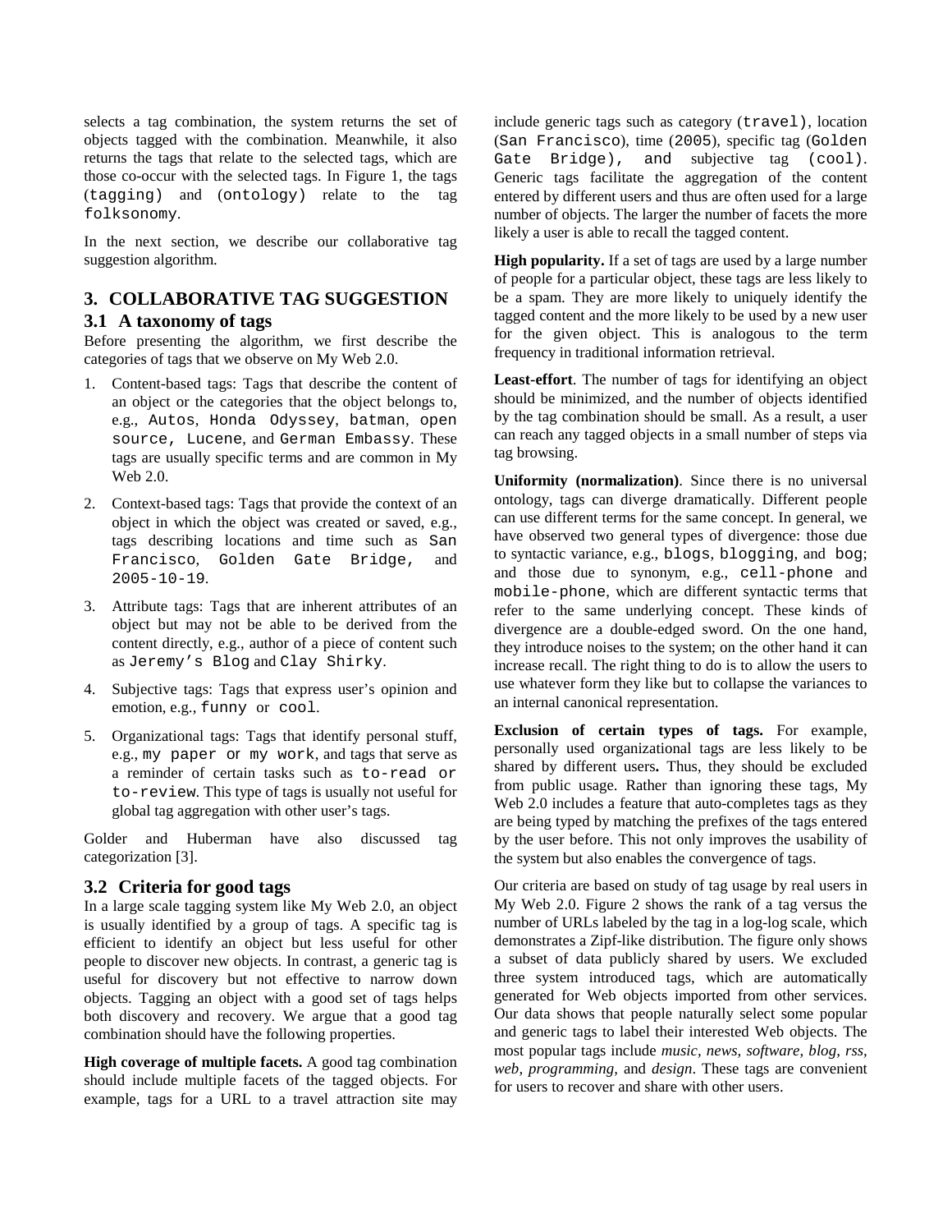selects a tag combination, the system returns the set of objects tagged with the combination. Meanwhile, it also returns the tags that relate to the selected tags, which are those co-occur with the selected tags. In Figure 1, the tags (`tagging`) and (`ontology`) relate to the tag `folksonomy`.

In the next section, we describe our collaborative tag suggestion algorithm.

## 3. COLLABORATIVE TAG SUGGESTION

### 3.1 A taxonomy of tags

Before presenting the algorithm, we first describe the categories of tags that we observe on My Web 2.0.

1. Content-based tags: Tags that describe the content of an object or the categories that the object belongs to, e.g., `Autos`, `Honda Odyssey`, `batman`, `open source`, `Lucene`, and `German Embassy`. These tags are usually specific terms and are common in My Web 2.0.
2. Context-based tags: Tags that provide the context of an object in which the object was created or saved, e.g., tags describing locations and time such as `San Francisco`, `Golden Gate Bridge`, and `2005-10-19`.
3. Attribute tags: Tags that are inherent attributes of an object but may not be able to be derived from the content directly, e.g., author of a piece of content such as `Jeremy's Blog` and `Clay Shirky`.
4. Subjective tags: Tags that express user's opinion and emotion, e.g., `funny` or `cool`.
5. Organizational tags: Tags that identify personal stuff, e.g., `my paper` or `my work`, and tags that serve as a reminder of certain tasks such as `to-read` or `to-review`. This type of tags is usually not useful for global tag aggregation with other user's tags.

Golder and Huberman have also discussed tag categorization [3].

### 3.2 Criteria for good tags

In a large scale tagging system like My Web 2.0, an object is usually identified by a group of tags. A specific tag is efficient to identify an object but less useful for other people to discover new objects. In contrast, a generic tag is useful for discovery but not effective to narrow down objects. Tagging an object with a good set of tags helps both discovery and recovery. We argue that a good tag combination should have the following properties.

**High coverage of multiple facets.** A good tag combination should include multiple facets of the tagged objects. For example, tags for a URL to a travel attraction site may include generic tags such as category (`travel`), location (`San Francisco`), time (`2005`), specific tag (`Golden Gate Bridge`), and subjective tag (`cool`). Generic tags facilitate the aggregation of the content entered by different users and thus are often used for a large number of objects. The larger the number of facets the more likely a user is able to recall the tagged content.

**High popularity.** If a set of tags are used by a large number of people for a particular object, these tags are less likely to be a spam. They are more likely to uniquely identify the tagged content and the more likely to be used by a new user for the given object. This is analogous to the term frequency in traditional information retrieval.

**Least-effort**. The number of tags for identifying an object should be minimized, and the number of objects identified by the tag combination should be small. As a result, a user can reach any tagged objects in a small number of steps via tag browsing.

**Uniformity (normalization)**. Since there is no universal ontology, tags can diverge dramatically. Different people can use different terms for the same concept. In general, we have observed two general types of divergence: those due to syntactic variance, e.g., `blogs`, `blogging`, and `bog`; and those due to synonym, e.g., `cell-phone` and `mobile-phone`, which are different syntactic terms that refer to the same underlying concept. These kinds of divergence are a double-edged sword. On the one hand, they introduce noises to the system; on the other hand it can increase recall. The right thing to do is to allow the users to use whatever form they like but to collapse the variances to an internal canonical representation.

**Exclusion of certain types of tags.** For example, personally used organizational tags are less likely to be shared by different users**.** Thus, they should be excluded from public usage. Rather than ignoring these tags, My Web 2.0 includes a feature that auto-completes tags as they are being typed by matching the prefixes of the tags entered by the user before. This not only improves the usability of the system but also enables the convergence of tags.

Our criteria are based on study of tag usage by real users in My Web 2.0. Figure 2 shows the rank of a tag versus the number of URLs labeled by the tag in a log-log scale, which demonstrates a Zipf-like distribution. The figure only shows a subset of data publicly shared by users. We excluded three system introduced tags, which are automatically generated for Web objects imported from other services. Our data shows that people naturally select some popular and generic tags to label their interested Web objects. The most popular tags include *music*, *news*, *software*, *blog*, *rss*, *web*, *programming,* and *design*. These tags are convenient for users to recover and share with other users.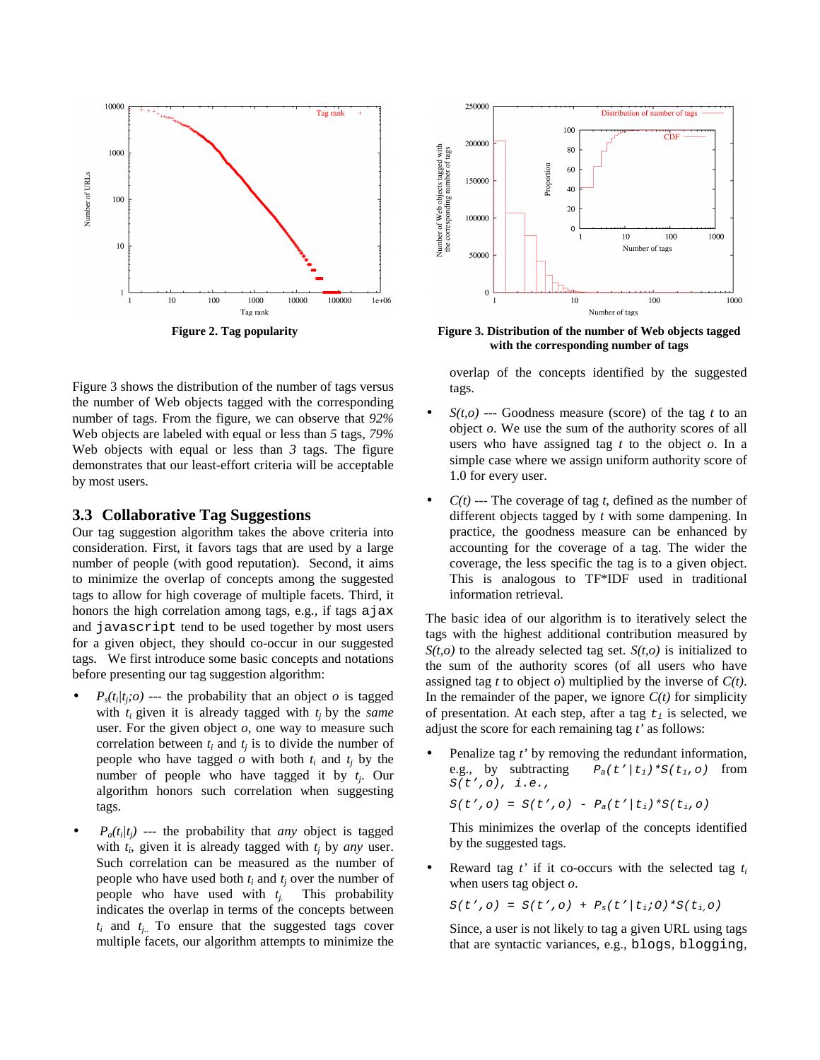Figure 2. Tag popularity

Figure 3. Distribution of the number of Web objects tagged with the corresponding number of tags

Figure 3 shows the distribution of the number of tags versus the number of Web objects tagged with the corresponding number of tags. From the figure, we can observe that *92%* Web objects are labeled with equal or less than *5* tags, *79%* Web objects with equal or less than *3* tags. The figure demonstrates that our least-effort criteria will be acceptable by most users.

## 3.3 Collaborative Tag Suggestions

Our tag suggestion algorithm takes the above criteria into consideration. First, it favors tags that are used by a large number of people (with good reputation). Second, it aims to minimize the overlap of concepts among the suggested tags to allow for high coverage of multiple facets. Third, it honors the high correlation among tags, e.g., if tags `ajax` and `javascript` tend to be used together by most users for a given object, they should co-occur in our suggested tags. We first introduce some basic concepts and notations before presenting our tag suggestion algorithm:

- $P_s(t_i|t_j;o)$ --- the probability that an object $o$ is tagged with $t_i$ given it is already tagged with $t_j$ by the *same* user. For the given object $o$, one way to measure such correlation between $t_i$ and $t_j$ is to divide the number of people who have tagged $o$ with both $t_i$ and $t_j$ by the number of people who have tagged it by $t_j$. Our algorithm honors such correlation when suggesting tags.

- $P_a(t_i|t_j)$ --- the probability that *any* object is tagged with $t_i$, given it is already tagged with $t_j$ by *any* user. Such correlation can be measured as the number of people who have used both $t_i$ and $t_j$ over the number of people who have used with $t_j$. This probability indicates the overlap in terms of the concepts between $t_i$ and $t_j$. To ensure that the suggested tags cover multiple facets, our algorithm attempts to minimize the overlap of the concepts identified by the suggested tags.

- $S(t,o)$ --- Goodness measure (score) of the tag $t$ to an object $o$. We use the sum of the authority scores of all users who have assigned tag $t$ to the object $o$. In a simple case where we assign uniform authority score of 1.0 for every user.

- $C(t)$ --- The coverage of tag $t$, defined as the number of different objects tagged by $t$ with some dampening. In practice, the goodness measure can be enhanced by accounting for the coverage of a tag. The wider the coverage, the less specific the tag is to a given object. This is analogous to TF*IDF used in traditional information retrieval.

The basic idea of our algorithm is to iteratively select the tags with the highest additional contribution measured by $S(t,o)$ to the already selected tag set. $S(t,o)$ is initialized to the sum of the authority scores (of all users who have assigned tag $t$ to object $o$) multiplied by the inverse of $C(t)$. In the remainder of the paper, we ignore $C(t)$ for simplicity of presentation. At each step, after a tag $t_i$ is selected, we adjust the score for each remaining tag $t'$ as follows:

- Penalize tag $t'$ by removing the redundant information, e.g., by subtracting $P_a(t'|t_i)*S(t_i,o)$ from $S(t',o)$, i.e.,

  $$S(t',o) = S(t',o) - P_a(t'|t_i)*S(t_i,o)$$

  This minimizes the overlap of the concepts identified by the suggested tags.

- Reward tag $t'$ if it co-occurs with the selected tag $t_i$ when users tag object $o$.

  $$S(t',o) = S(t',o) + P_s(t'|t_i;O)*S(t_i,O)$$

  Since, a user is not likely to tag a given URL using tags that are syntactic variances, e.g., `blogs`, `blogging`,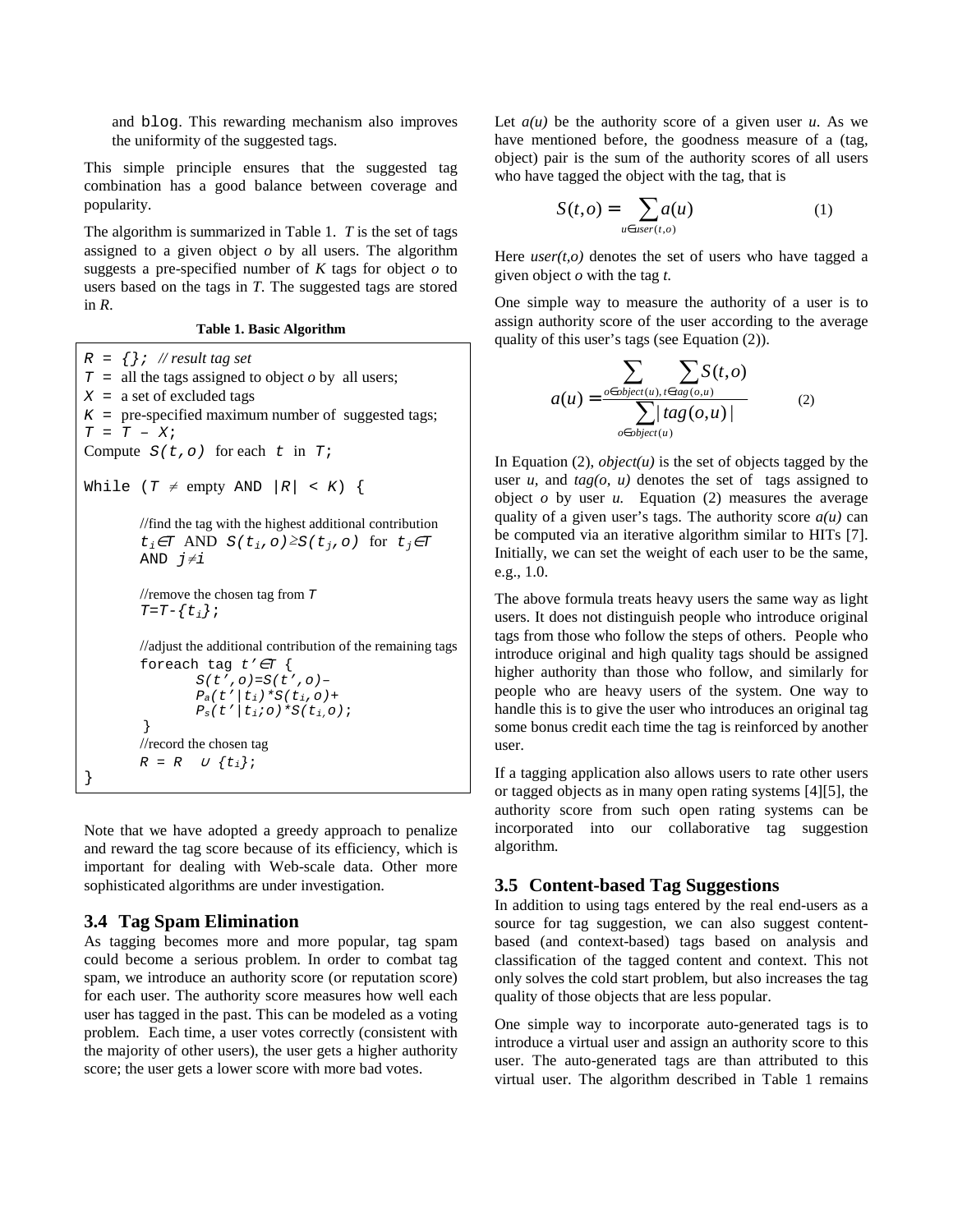and `blog`. This rewarding mechanism also improves the uniformity of the suggested tags.

This simple principle ensures that the suggested tag combination has a good balance between coverage and popularity.

The algorithm is summarized in Table 1. *T* is the set of tags assigned to a given object *o* by all users. The algorithm suggests a pre-specified number of *K* tags for object *o* to users based on the tags in *T*. The suggested tags are stored in *R*.

**Table 1. Basic Algorithm**

```
R = {}; // result tag set
T = all the tags assigned to object o by all users;
X = a set of excluded tags
K = pre-specified maximum number of suggested tags;
T = T – X;
Compute S(t,o) for each t in T;

While (T ≠ empty AND |R| < K) {

        //find the tag with the highest additional contribution
        ti∈T AND S(ti,o)≥S(tj,o) for tj∈T
        AND j≠i

        //remove the chosen tag from T
        T=T-{ti};

        //adjust the additional contribution of the remaining tags
        foreach tag t'∈T {
                S(t',o)=S(t',o)–
                Pa(t'|ti)*S(ti,o)+
                Ps(t'|ti;o)*S(ti,o);
        }
        //record the chosen tag
        R = R ∪ {ti};
}
```

Note that we have adopted a greedy approach to penalize and reward the tag score because of its efficiency, which is important for dealing with Web-scale data. Other more sophisticated algorithms are under investigation.

### 3.4 Tag Spam Elimination

As tagging becomes more and more popular, tag spam could become a serious problem. In order to combat tag spam, we introduce an authority score (or reputation score) for each user. The authority score measures how well each user has tagged in the past. This can be modeled as a voting problem. Each time, a user votes correctly (consistent with the majority of other users), the user gets a higher authority score; the user gets a lower score with more bad votes.

Let *a(u)* be the authority score of a given user *u*. As we have mentioned before, the goodness measure of a (tag, object) pair is the sum of the authority scores of all users who have tagged the object with the tag, that is

$$S(t,o) = \sum_{u \in user(t,o)} a(u) \qquad (1)$$

Here *user(t,o)* denotes the set of users who have tagged a given object *o* with the tag *t*.

One simple way to measure the authority of a user is to assign authority score of the user according to the average quality of this user's tags (see Equation (2)).

$$a(u) = \frac{\sum_{o \in object(u),\, t \in tag(o,u)} \sum S(t,o)}{\sum_{o \in object(u)} |tag(o,u)|} \qquad (2)$$

In Equation (2), *object(u)* is the set of objects tagged by the user *u*, and *tag(o, u)* denotes the set of tags assigned to object *o* by user *u*. Equation (2) measures the average quality of a given user's tags. The authority score *a(u)* can be computed via an iterative algorithm similar to HITs [7]. Initially, we can set the weight of each user to be the same, e.g., 1.0.

The above formula treats heavy users the same way as light users. It does not distinguish people who introduce original tags from those who follow the steps of others. People who introduce original and high quality tags should be assigned higher authority than those who follow, and similarly for people who are heavy users of the system. One way to handle this is to give the user who introduces an original tag some bonus credit each time the tag is reinforced by another user.

If a tagging application also allows users to rate other users or tagged objects as in many open rating systems [4][5], the authority score from such open rating systems can be incorporated into our collaborative tag suggestion algorithm.

### 3.5 Content-based Tag Suggestions

In addition to using tags entered by the real end-users as a source for tag suggestion, we can also suggest content-based (and context-based) tags based on analysis and classification of the tagged content and context. This not only solves the cold start problem, but also increases the tag quality of those objects that are less popular.

One simple way to incorporate auto-generated tags is to introduce a virtual user and assign an authority score to this user. The auto-generated tags are than attributed to this virtual user. The algorithm described in Table 1 remains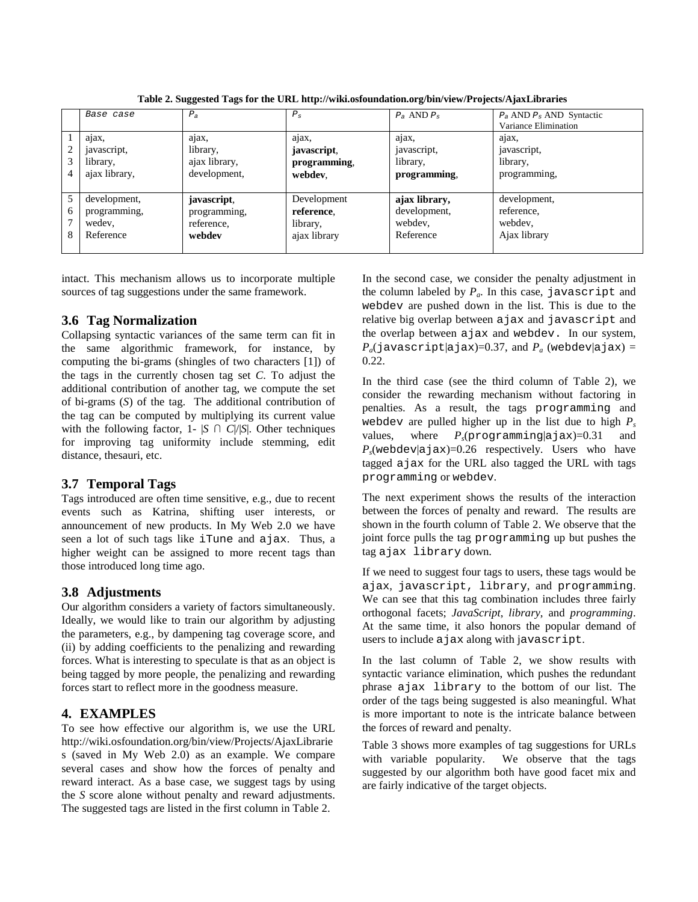**Table 2. Suggested Tags for the URL http://wiki.osfoundation.org/bin/view/Projects/AjaxLibraries**

| | Base case | $P_a$ | $P_s$ | $P_a$ AND $P_s$ | $P_a$ AND $P_s$ AND Syntactic Variance Elimination |
|---|---|---|---|---|---|
| 1 | ajax, | ajax, | ajax, | ajax, | ajax, |
| 2 | javascript, | library, | **javascript**, | javascript, | javascript, |
| 3 | library, | ajax library, | **programming**, | library, | library, |
| 4 | ajax library, | development, | **webdev**, | **programming**, | programming, |
| 5 | development, | **javascript**, | Development | **ajax library,** | development, |
| 6 | programming, | programming, | **reference**, | development, | reference, |
| 7 | wedev, | reference, | library, | webdev, | webdev, |
| 8 | Reference | **webdev** | ajax library | Reference | Ajax library |

intact. This mechanism allows us to incorporate multiple sources of tag suggestions under the same framework.

### 3.6 Tag Normalization

Collapsing syntactic variances of the same term can fit in the same algorithmic framework, for instance, by computing the bi-grams (shingles of two characters [1]) of the tags in the currently chosen tag set *C*. To adjust the additional contribution of another tag, we compute the set of bi-grams (*S*) of the tag. The additional contribution of the tag can be computed by multiplying its current value with the following factor, $1- |S \cap C|/|S|$. Other techniques for improving tag uniformity include stemming, edit distance, thesauri, etc.

### 3.7 Temporal Tags

Tags introduced are often time sensitive, e.g., due to recent events such as Katrina, shifting user interests, or announcement of new products. In My Web 2.0 we have seen a lot of such tags like `iTune` and `ajax`. Thus, a higher weight can be assigned to more recent tags than those introduced long time ago.

### 3.8 Adjustments

Our algorithm considers a variety of factors simultaneously. Ideally, we would like to train our algorithm by adjusting the parameters, e.g., by dampening tag coverage score, and (ii) by adding coefficients to the penalizing and rewarding forces. What is interesting to speculate is that as an object is being tagged by more people, the penalizing and rewarding forces start to reflect more in the goodness measure.

## 4. EXAMPLES

To see how effective our algorithm is, we use the URL http://wiki.osfoundation.org/bin/view/Projects/AjaxLibraries (saved in My Web 2.0) as an example. We compare several cases and show how the forces of penalty and reward interact. As a base case, we suggest tags by using the *S* score alone without penalty and reward adjustments. The suggested tags are listed in the first column in Table 2.

In the second case, we consider the penalty adjustment in the column labeled by $P_a$. In this case, `javascript` and `webdev` are pushed down in the list. This is due to the relative big overlap between `ajax` and `javascript` and the overlap between `ajax` and `webdev.` In our system, $P_a$(`javascript`|`ajax`)=0.37, and $P_a$ (`webdev`|`ajax`) = 0.22.

In the third case (see the third column of Table 2), we consider the rewarding mechanism without factoring in penalties. As a result, the tags `programming` and `webdev` are pulled higher up in the list due to high $P_s$ values, where $P_s$(`programming`|`ajax`)=0.31 and $P_s$(`webdev`|`ajax`)=0.26 respectively. Users who have tagged `ajax` for the URL also tagged the URL with tags `programming` or `webdev`.

The next experiment shows the results of the interaction between the forces of penalty and reward. The results are shown in the fourth column of Table 2. We observe that the joint force pulls the tag `programming` up but pushes the tag `ajax library` down.

If we need to suggest four tags to users, these tags would be `ajax`, `javascript, library`, and `programming`. We can see that this tag combination includes three fairly orthogonal facets; *JavaScript*, *library*, and *programming*. At the same time, it also honors the popular demand of users to include `ajax` along with `javascript`.

In the last column of Table 2, we show results with syntactic variance elimination, which pushes the redundant phrase `ajax library` to the bottom of our list. The order of the tags being suggested is also meaningful. What is more important to note is the intricate balance between the forces of reward and penalty.

Table 3 shows more examples of tag suggestions for URLs with variable popularity. We observe that the tags suggested by our algorithm both have good facet mix and are fairly indicative of the target objects.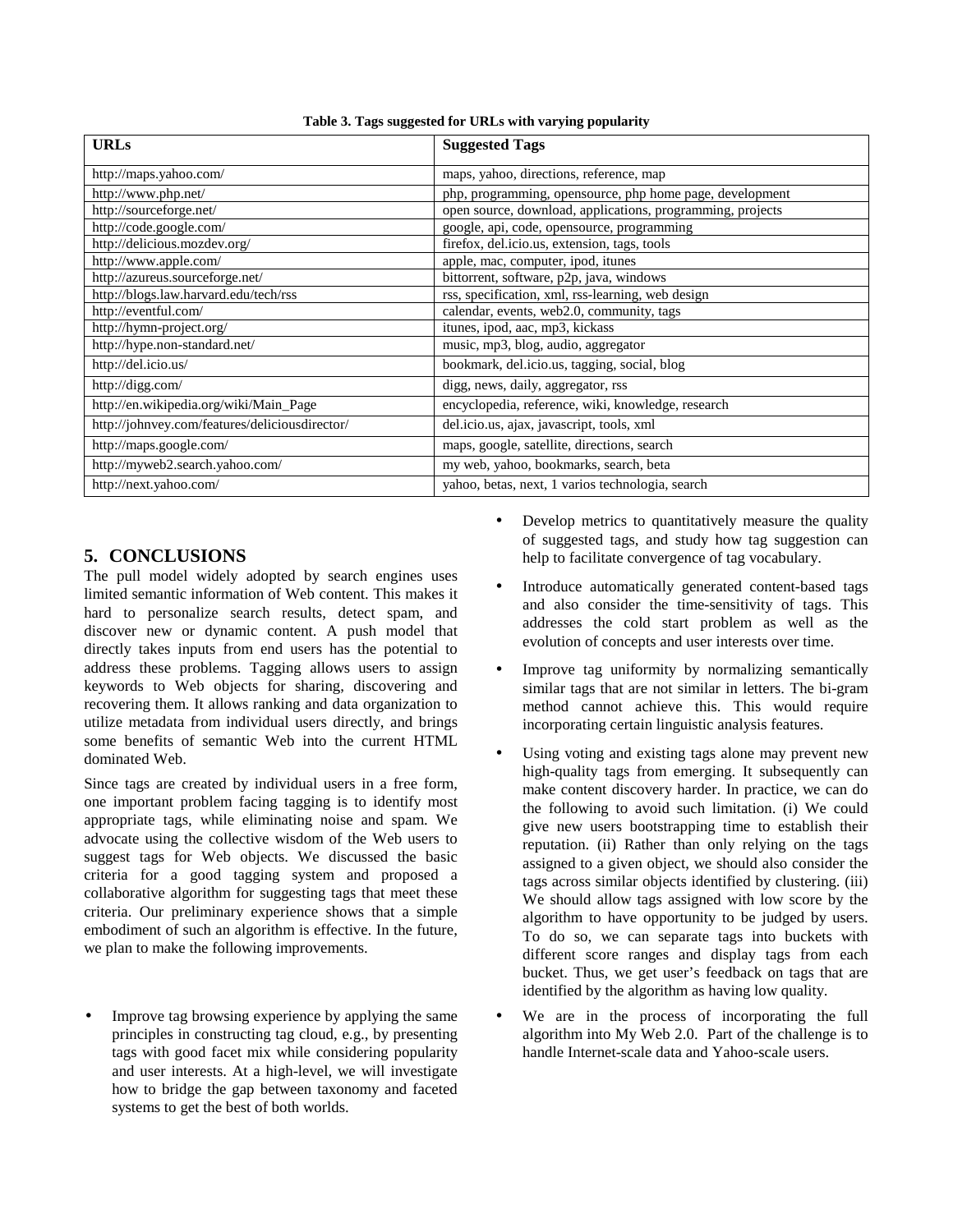**Table 3. Tags suggested for URLs with varying popularity**

| URLs | Suggested Tags |
|---|---|
| http://maps.yahoo.com/ | maps, yahoo, directions, reference, map |
| http://www.php.net/ | php, programming, opensource, php home page, development |
| http://sourceforge.net/ | open source, download, applications, programming, projects |
| http://code.google.com/ | google, api, code, opensource, programming |
| http://delicious.mozdev.org/ | firefox, del.icio.us, extension, tags, tools |
| http://www.apple.com/ | apple, mac, computer, ipod, itunes |
| http://azureus.sourceforge.net/ | bittorrent, software, p2p, java, windows |
| http://blogs.law.harvard.edu/tech/rss | rss, specification, xml, rss-learning, web design |
| http://eventful.com/ | calendar, events, web2.0, community, tags |
| http://hymn-project.org/ | itunes, ipod, aac, mp3, kickass |
| http://hype.non-standard.net/ | music, mp3, blog, audio, aggregator |
| http://del.icio.us/ | bookmark, del.icio.us, tagging, social, blog |
| http://digg.com/ | digg, news, daily, aggregator, rss |
| http://en.wikipedia.org/wiki/Main_Page | encyclopedia, reference, wiki, knowledge, research |
| http://johnvey.com/features/deliciousdirector/ | del.icio.us, ajax, javascript, tools, xml |
| http://maps.google.com/ | maps, google, satellite, directions, search |
| http://myweb2.search.yahoo.com/ | my web, yahoo, bookmarks, search, beta |
| http://next.yahoo.com/ | yahoo, betas, next, 1 varios technologia, search |

## 5. CONCLUSIONS

The pull model widely adopted by search engines uses limited semantic information of Web content. This makes it hard to personalize search results, detect spam, and discover new or dynamic content. A push model that directly takes inputs from end users has the potential to address these problems. Tagging allows users to assign keywords to Web objects for sharing, discovering and recovering them. It allows ranking and data organization to utilize metadata from individual users directly, and brings some benefits of semantic Web into the current HTML dominated Web.

Since tags are created by individual users in a free form, one important problem facing tagging is to identify most appropriate tags, while eliminating noise and spam. We advocate using the collective wisdom of the Web users to suggest tags for Web objects. We discussed the basic criteria for a good tagging system and proposed a collaborative algorithm for suggesting tags that meet these criteria. Our preliminary experience shows that a simple embodiment of such an algorithm is effective. In the future, we plan to make the following improvements.

- Improve tag browsing experience by applying the same principles in constructing tag cloud, e.g., by presenting tags with good facet mix while considering popularity and user interests. At a high-level, we will investigate how to bridge the gap between taxonomy and faceted systems to get the best of both worlds.
- Develop metrics to quantitatively measure the quality of suggested tags, and study how tag suggestion can help to facilitate convergence of tag vocabulary.
- Introduce automatically generated content-based tags and also consider the time-sensitivity of tags. This addresses the cold start problem as well as the evolution of concepts and user interests over time.
- Improve tag uniformity by normalizing semantically similar tags that are not similar in letters. The bi-gram method cannot achieve this. This would require incorporating certain linguistic analysis features.
- Using voting and existing tags alone may prevent new high-quality tags from emerging. It subsequently can make content discovery harder. In practice, we can do the following to avoid such limitation. (i) We could give new users bootstrapping time to establish their reputation. (ii) Rather than only relying on the tags assigned to a given object, we should also consider the tags across similar objects identified by clustering. (iii) We should allow tags assigned with low score by the algorithm to have opportunity to be judged by users. To do so, we can separate tags into buckets with different score ranges and display tags from each bucket. Thus, we get user's feedback on tags that are identified by the algorithm as having low quality.
- We are in the process of incorporating the full algorithm into My Web 2.0. Part of the challenge is to handle Internet-scale data and Yahoo-scale users.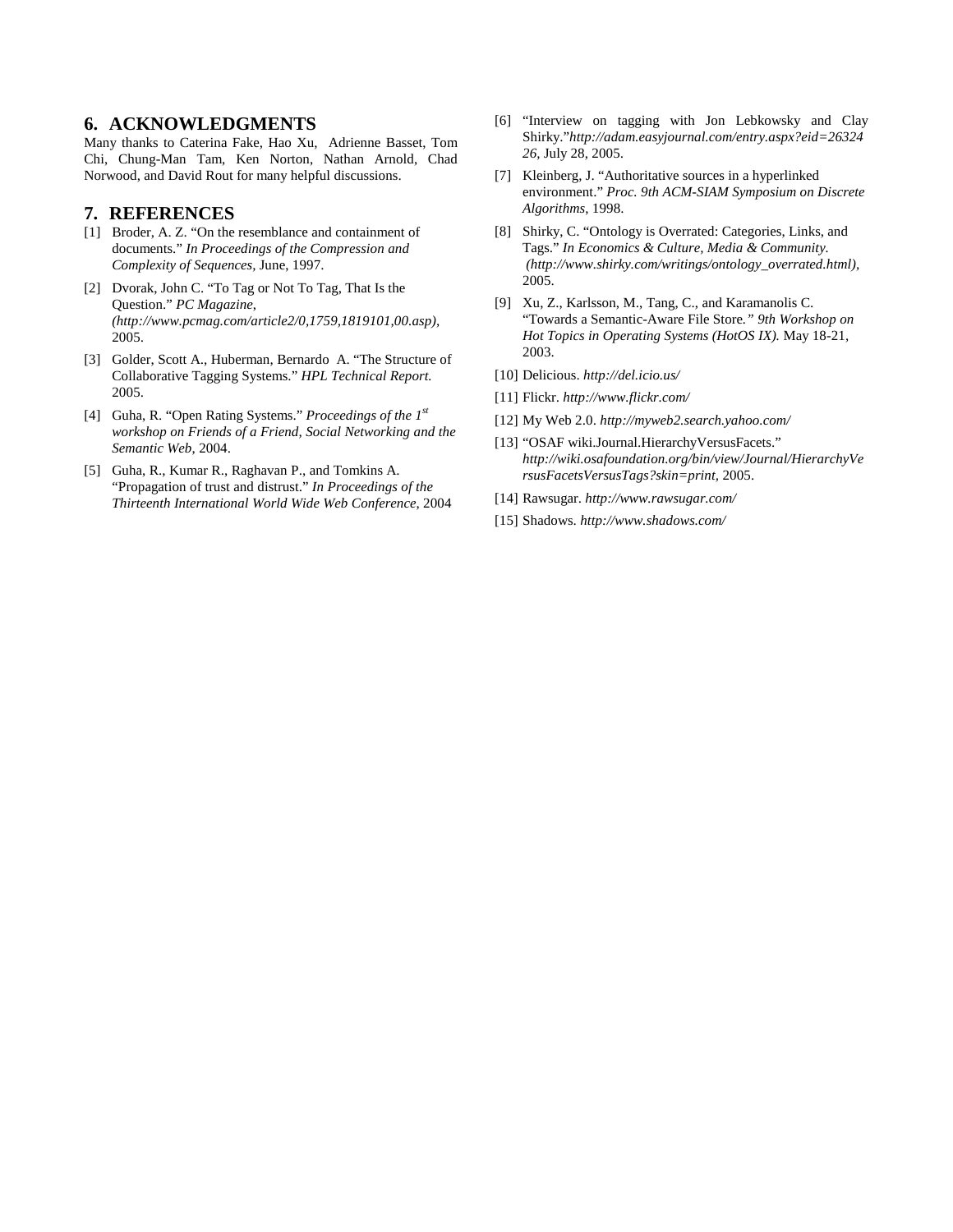## 6. ACKNOWLEDGMENTS

Many thanks to Caterina Fake, Hao Xu, Adrienne Basset, Tom Chi, Chung-Man Tam, Ken Norton, Nathan Arnold, Chad Norwood, and David Rout for many helpful discussions.

## 7. REFERENCES

[1] Broder, A. Z. "On the resemblance and containment of documents." *In Proceedings of the Compression and Complexity of Sequences*, June, 1997.

[2] Dvorak, John C. "To Tag or Not To Tag, That Is the Question." *PC Magazine, (http://www.pcmag.com/article2/0,1759,1819101,00.asp)*, 2005.

[3] Golder, Scott A., Huberman, Bernardo A. "The Structure of Collaborative Tagging Systems." *HPL Technical Report.* 2005.

[4] Guha, R. "Open Rating Systems." *Proceedings of the 1st workshop on Friends of a Friend, Social Networking and the Semantic Web*, 2004.

[5] Guha, R., Kumar R., Raghavan P., and Tomkins A. "Propagation of trust and distrust." *In Proceedings of the Thirteenth International World Wide Web Conference*, 2004

[6] "Interview on tagging with Jon Lebkowsky and Clay Shirky."*http://adam.easyjournal.com/entry.aspx?eid=2632426*, July 28, 2005.

[7] Kleinberg, J. "Authoritative sources in a hyperlinked environment." *Proc. 9th ACM-SIAM Symposium on Discrete Algorithms*, 1998.

[8] Shirky, C. "Ontology is Overrated: Categories, Links, and Tags." *In Economics & Culture, Media & Community. (http://www.shirky.com/writings/ontology_overrated.html)*, 2005.

[9] Xu, Z., Karlsson, M., Tang, C., and Karamanolis C. "Towards a Semantic-Aware File Store." *9th Workshop on Hot Topics in Operating Systems (HotOS IX).* May 18-21, 2003.

[10] Delicious. *http://del.icio.us/*

[11] Flickr. *http://www.flickr.com/*

[12] My Web 2.0. *http://myweb2.search.yahoo.com/*

[13] "OSAF wiki.Journal.HierarchyVersusFacets." *http://wiki.osafoundation.org/bin/view/Journal/HierarchyVersusFacetsVersusTags?skin=print*, 2005.

[14] Rawsugar. *http://www.rawsugar.com/*

[15] Shadows. *http://www.shadows.com/*